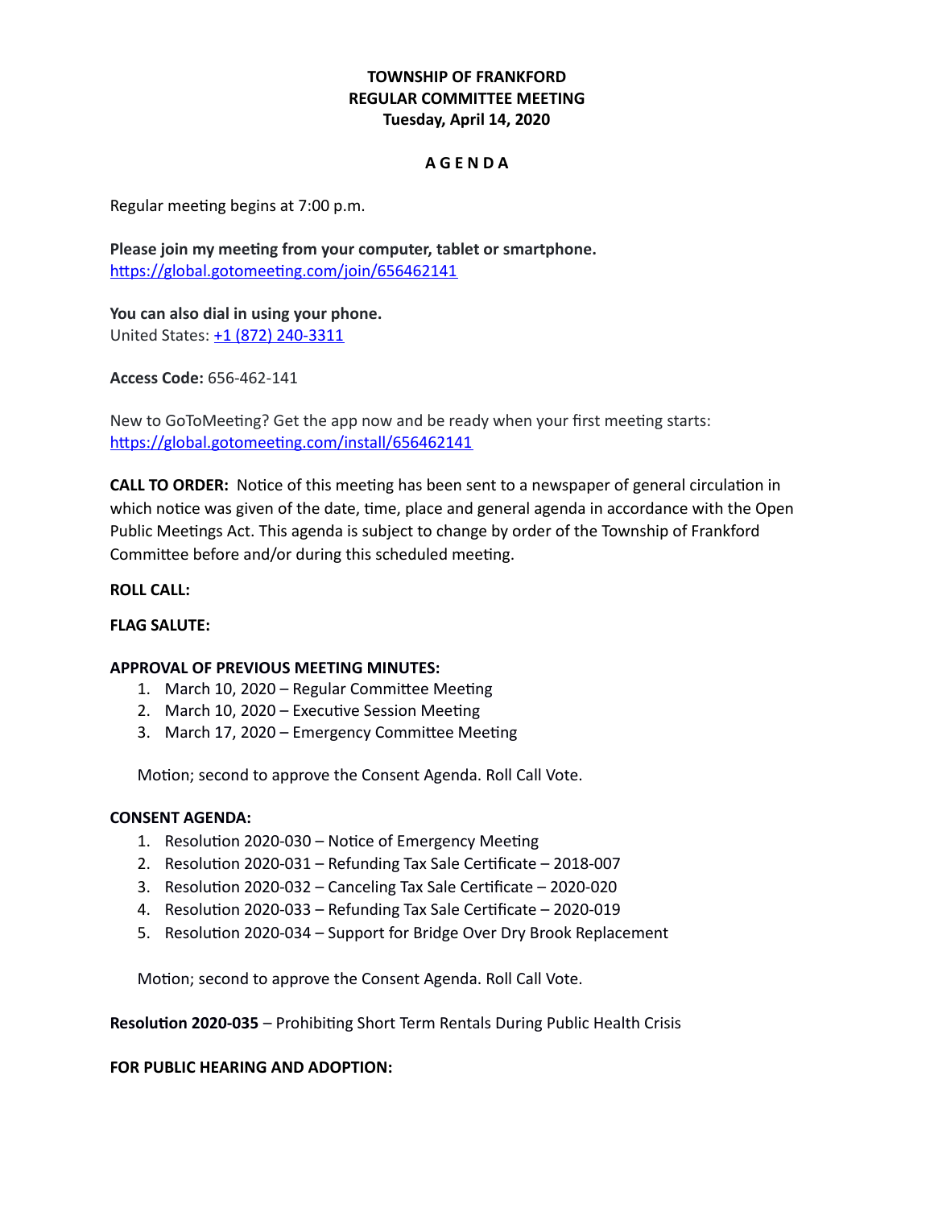**TOWNSHIP OF FRANKFORD**
**REGULAR COMMITTEE MEETING**
**Tuesday, April 14, 2020**

**A G E N D A**

Regular meeting begins at 7:00 p.m.

**Please join my meeting from your computer, tablet or smartphone.**
https://global.gotomeeting.com/join/656462141

**You can also dial in using your phone.**
United States: +1 (872) 240-3311

**Access Code:** 656-462-141

New to GoToMeeting? Get the app now and be ready when your first meeting starts:
https://global.gotomeeting.com/install/656462141

**CALL TO ORDER:** Notice of this meeting has been sent to a newspaper of general circulation in which notice was given of the date, time, place and general agenda in accordance with the Open Public Meetings Act. This agenda is subject to change by order of the Township of Frankford Committee before and/or during this scheduled meeting.

**ROLL CALL:**

**FLAG SALUTE:**

**APPROVAL OF PREVIOUS MEETING MINUTES:**

1. March 10, 2020 – Regular Committee Meeting
2. March 10, 2020 – Executive Session Meeting
3. March 17, 2020 – Emergency Committee Meeting

Motion; second to approve the Consent Agenda. Roll Call Vote.

**CONSENT AGENDA:**

1. Resolution 2020-030 – Notice of Emergency Meeting
2. Resolution 2020-031 – Refunding Tax Sale Certificate – 2018-007
3. Resolution 2020-032 – Canceling Tax Sale Certificate – 2020-020
4. Resolution 2020-033 – Refunding Tax Sale Certificate – 2020-019
5. Resolution 2020-034 – Support for Bridge Over Dry Brook Replacement

Motion; second to approve the Consent Agenda. Roll Call Vote.

**Resolution 2020-035** – Prohibiting Short Term Rentals During Public Health Crisis

**FOR PUBLIC HEARING AND ADOPTION:**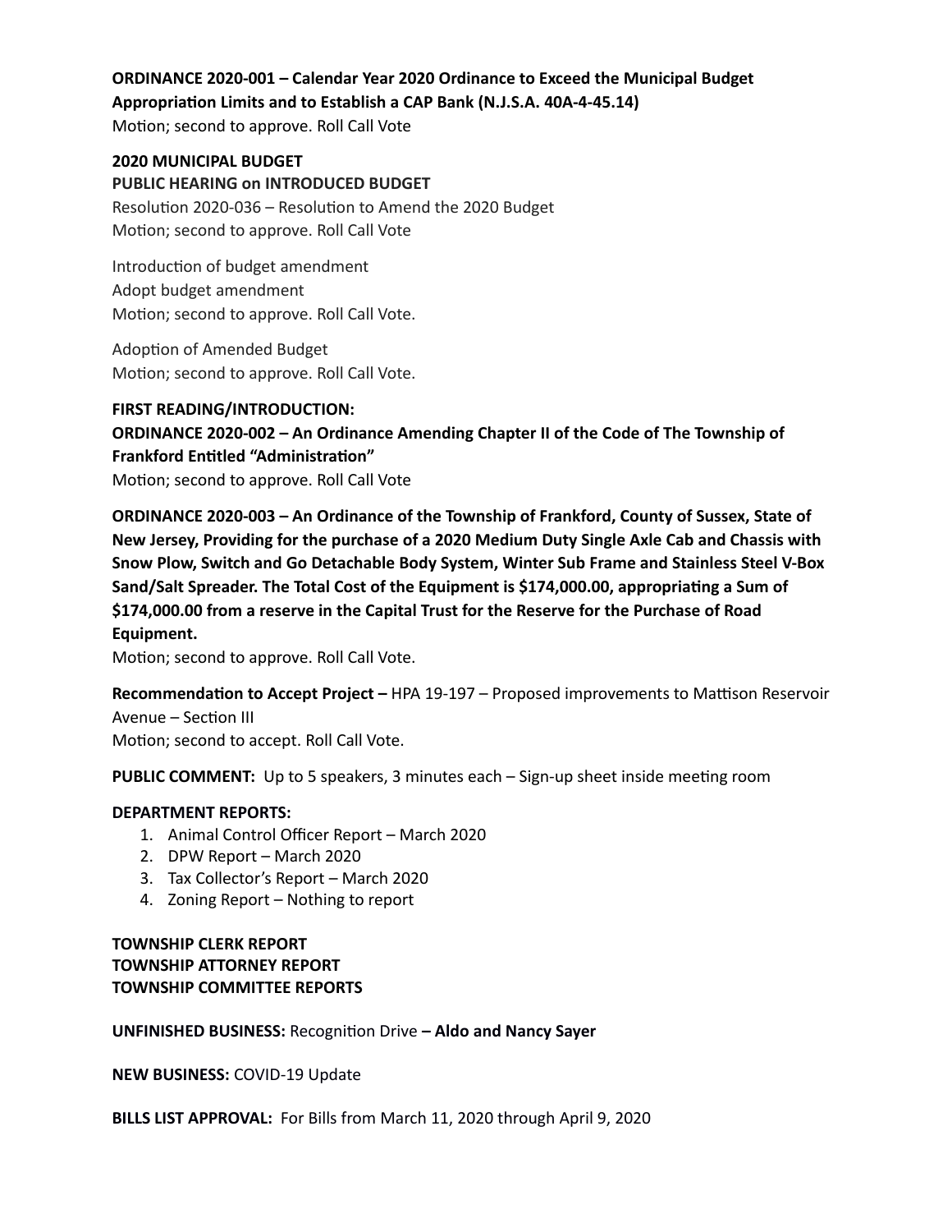**ORDINANCE 2020-001 – Calendar Year 2020 Ordinance to Exceed the Municipal Budget Appropriation Limits and to Establish a CAP Bank (N.J.S.A. 40A-4-45.14)**
Motion; second to approve. Roll Call Vote

**2020 MUNICIPAL BUDGET**
**PUBLIC HEARING on INTRODUCED BUDGET**
Resolution 2020-036 – Resolution to Amend the 2020 Budget
Motion; second to approve. Roll Call Vote

Introduction of budget amendment
Adopt budget amendment
Motion; second to approve. Roll Call Vote.

Adoption of Amended Budget
Motion; second to approve. Roll Call Vote.

**FIRST READING/INTRODUCTION:**
**ORDINANCE 2020-002 – An Ordinance Amending Chapter II of the Code of The Township of Frankford Entitled "Administration"**
Motion; second to approve. Roll Call Vote

**ORDINANCE 2020-003 – An Ordinance of the Township of Frankford, County of Sussex, State of New Jersey, Providing for the purchase of a 2020 Medium Duty Single Axle Cab and Chassis with Snow Plow, Switch and Go Detachable Body System, Winter Sub Frame and Stainless Steel V-Box Sand/Salt Spreader. The Total Cost of the Equipment is $174,000.00, appropriating a Sum of $174,000.00 from a reserve in the Capital Trust for the Reserve for the Purchase of Road Equipment.**
Motion; second to approve. Roll Call Vote.

**Recommendation to Accept Project –** HPA 19-197 – Proposed improvements to Mattison Reservoir Avenue – Section III
Motion; second to accept. Roll Call Vote.

**PUBLIC COMMENT:** Up to 5 speakers, 3 minutes each – Sign-up sheet inside meeting room

**DEPARTMENT REPORTS:**

1. Animal Control Officer Report – March 2020
2. DPW Report – March 2020
3. Tax Collector's Report – March 2020
4. Zoning Report – Nothing to report

**TOWNSHIP CLERK REPORT**
**TOWNSHIP ATTORNEY REPORT**
**TOWNSHIP COMMITTEE REPORTS**

**UNFINISHED BUSINESS:** Recognition Drive **– Aldo and Nancy Sayer**

**NEW BUSINESS:** COVID-19 Update

**BILLS LIST APPROVAL:** For Bills from March 11, 2020 through April 9, 2020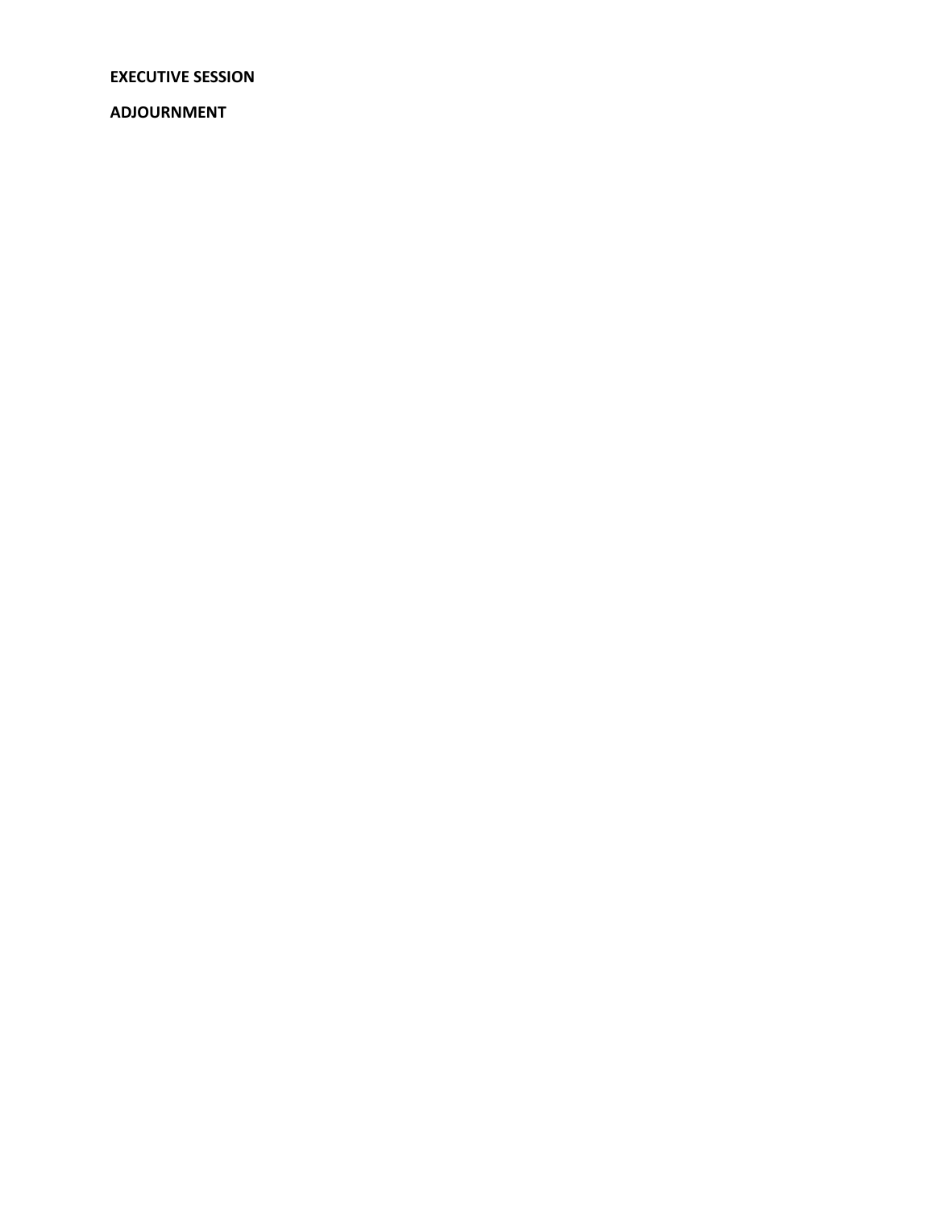**EXECUTIVE SESSION**

**ADJOURNMENT**